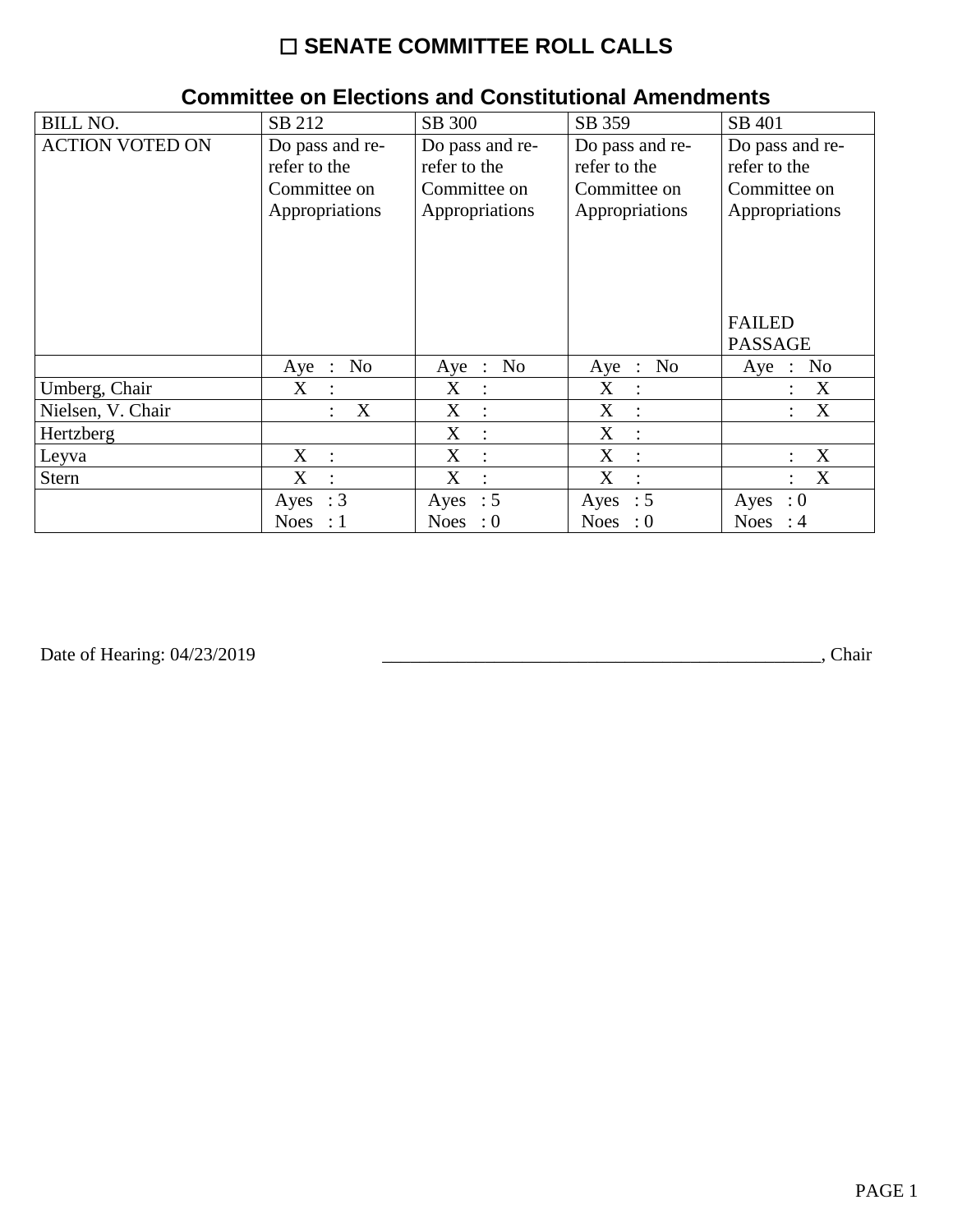# ☐ SENATE COMMITTEE ROLL CALLS

## Committee on Elections and Constitutional Amendments

| BILL NO. | SB 212 | SB 300 | SB 359 | SB 401 |
|---|---|---|---|---|
| ACTION VOTED ON | Do pass and re-refer to the Committee on Appropriations | Do pass and re-refer to the Committee on Appropriations | Do pass and re-refer to the Committee on Appropriations | Do pass and re-refer to the Committee on Appropriations<br><br>FAILED PASSAGE |
| | Aye : No | Aye : No | Aye : No | Aye : No |
| Umberg, Chair | X : | X : | X : | : X |
| Nielsen, V. Chair | : X | X : | X : | : X |
| Hertzberg | | X : | X : | |
| Leyva | X : | X : | X : | : X |
| Stern | X : | X : | X : | : X |
| | Ayes : 3<br>Noes : 1 | Ayes : 5<br>Noes : 0 | Ayes : 5<br>Noes : 0 | Ayes : 0<br>Noes : 4 |

Date of Hearing: 04/23/2019 ________________________________________________, Chair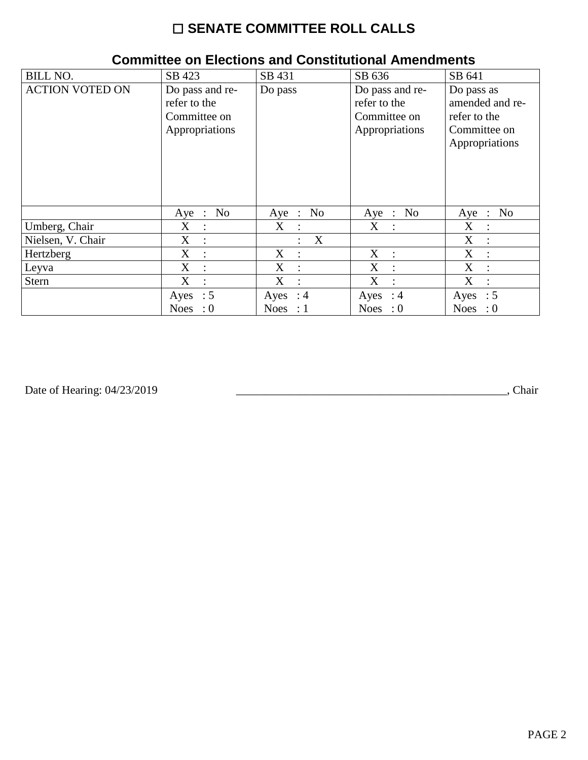# ☐ SENATE COMMITTEE ROLL CALLS

## Committee on Elections and Constitutional Amendments

| BILL NO. | SB 423 | SB 431 | SB 636 | SB 641 |
|---|---|---|---|---|
| ACTION VOTED ON | Do pass and re-refer to the Committee on Appropriations | Do pass | Do pass and re-refer to the Committee on Appropriations | Do pass as amended and re-refer to the Committee on Appropriations |
| | Aye : No | Aye : No | Aye : No | Aye : No |
| Umberg, Chair | X : | X : | X : | X : |
| Nielsen, V. Chair | X : | : X | | X : |
| Hertzberg | X : | X : | X : | X : |
| Leyva | X : | X : | X : | X : |
| Stern | X : | X : | X : | X : |
| | Ayes : 5<br>Noes : 0 | Ayes : 4<br>Noes : 1 | Ayes : 4<br>Noes : 0 | Ayes : 5<br>Noes : 0 |

Date of Hearing: 04/23/2019 _______________________________________________, Chair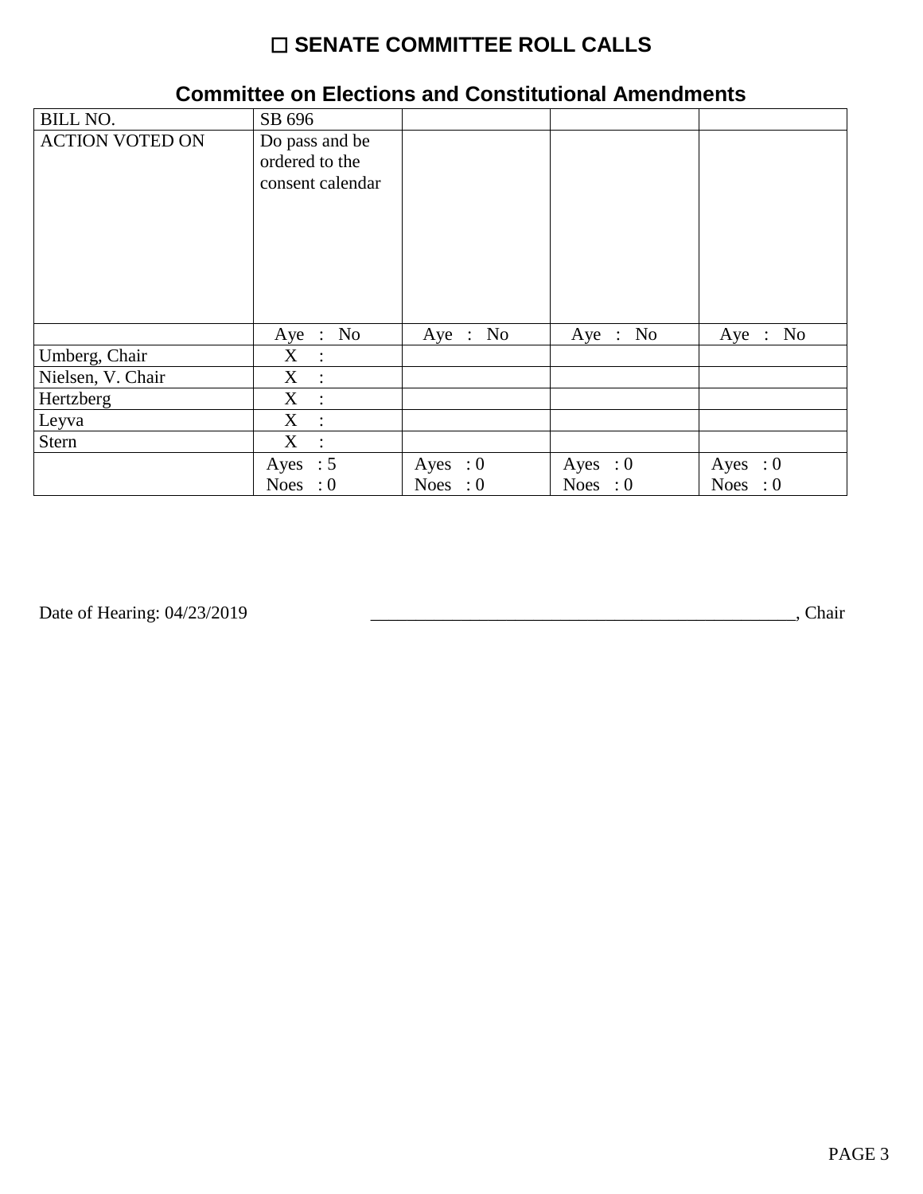# ☐ SENATE COMMITTEE ROLL CALLS

## Committee on Elections and Constitutional Amendments

| BILL NO. | SB 696 | | | |
|---|---|---|---|---|
| ACTION VOTED ON | Do pass and be ordered to the consent calendar | | | |
| | Aye : No | Aye : No | Aye : No | Aye : No |
| Umberg, Chair | X : | | | |
| Nielsen, V. Chair | X : | | | |
| Hertzberg | X : | | | |
| Leyva | X : | | | |
| Stern | X : | | | |
| | Ayes : 5<br>Noes : 0 | Ayes : 0<br>Noes : 0 | Ayes : 0<br>Noes : 0 | Ayes : 0<br>Noes : 0 |

Date of Hearing: 04/23/2019 ________________________________________________, Chair